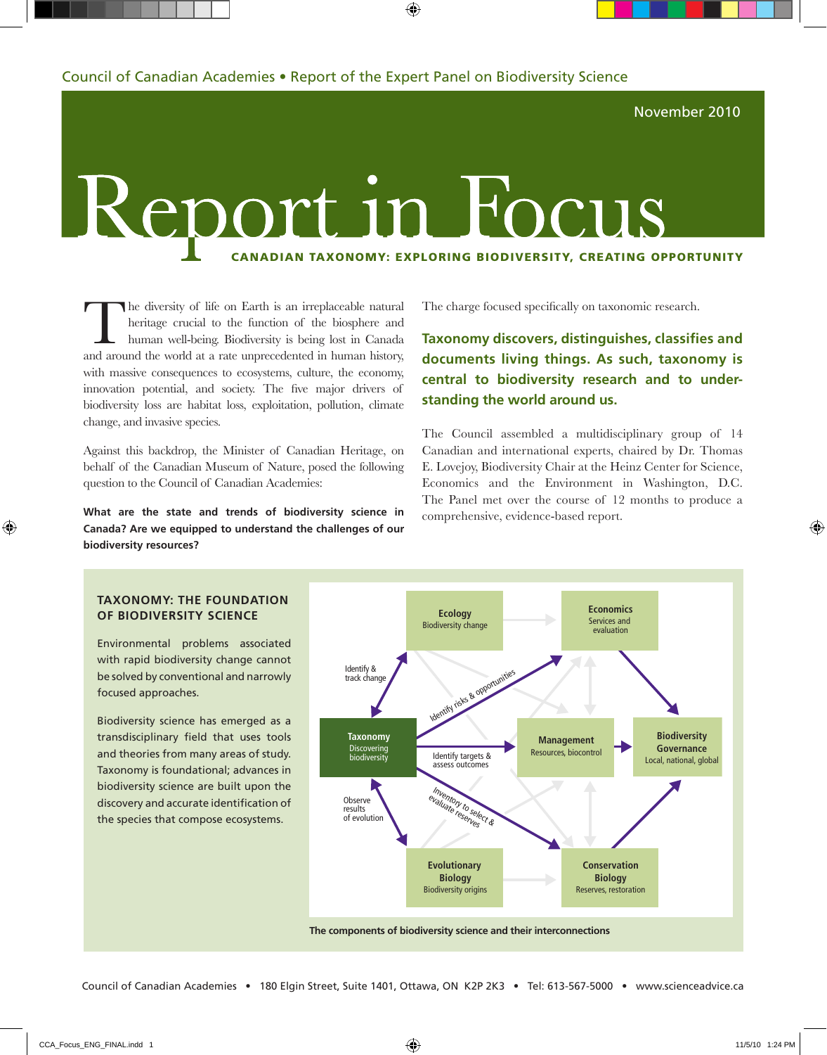Council of Canadian Academies • Report of the Expert Panel on Biodiversity Science

November 2010

# Report in Focus

## CANADIAN TAXONOMY: EXPLORING BIODIVERSITY, CREATING OPPORTUNITY

The diversity of life on Earth is an irreplaceable natural heritage crucial to the function of the biosphere and human well-being. Biodiversity is being lost in Canada and around the world at a rate unprecedented in human history, with massive consequences to ecosystems, culture, the economy, innovation potential, and society. The five major drivers of biodiversity loss are habitat loss, exploitation, pollution, climate change, and invasive species.

Against this backdrop, the Minister of Canadian Heritage, on behalf of the Canadian Museum of Nature, posed the following question to the Council of Canadian Academies:

**What are the state and trends of biodiversity science in Canada? Are we equipped to understand the challenges of our biodiversity resources?**

The charge focused specifically on taxonomic research.

**Taxonomy discovers, distinguishes, classifies and documents living things. As such, taxonomy is central to biodiversity research and to understanding the world around us.**

The Council assembled a multidisciplinary group of 14 Canadian and international experts, chaired by Dr. Thomas E. Lovejoy, Biodiversity Chair at the Heinz Center for Science, Economics and the Environment in Washington, D.C. The Panel met over the course of 12 months to produce a comprehensive, evidence-based report.

### TAXONOMY: THE FOUNDATION OF BIODIVERSITY SCIENCE

Environmental problems associated with rapid biodiversity change cannot be solved by conventional and narrowly focused approaches.

Biodiversity science has emerged as a transdisciplinary field that uses tools and theories from many areas of study. Taxonomy is foundational; advances in biodiversity science are built upon the discovery and accurate identification of the species that compose ecosystems.

Ecology — Biodiversity change; Economics — Services and evaluation; Taxonomy — Discovering biodiversity; Management — Resources, biocontrol; Biodiversity Governance — Local, national, global; Evolutionary Biology — Biodiversity origins; Conservation Biology — Reserves, restoration.

Identify & track change; Identify risks & opportunities; Identify targets & assess outcomes; Observe results of evolution; Inventory to select & evaluate reserves.

**The components of biodiversity science and their interconnections**

Council of Canadian Academies • 180 Elgin Street, Suite 1401, Ottawa, ON K2P 2K3 • Tel: 613-567-5000 • www.scienceadvice.ca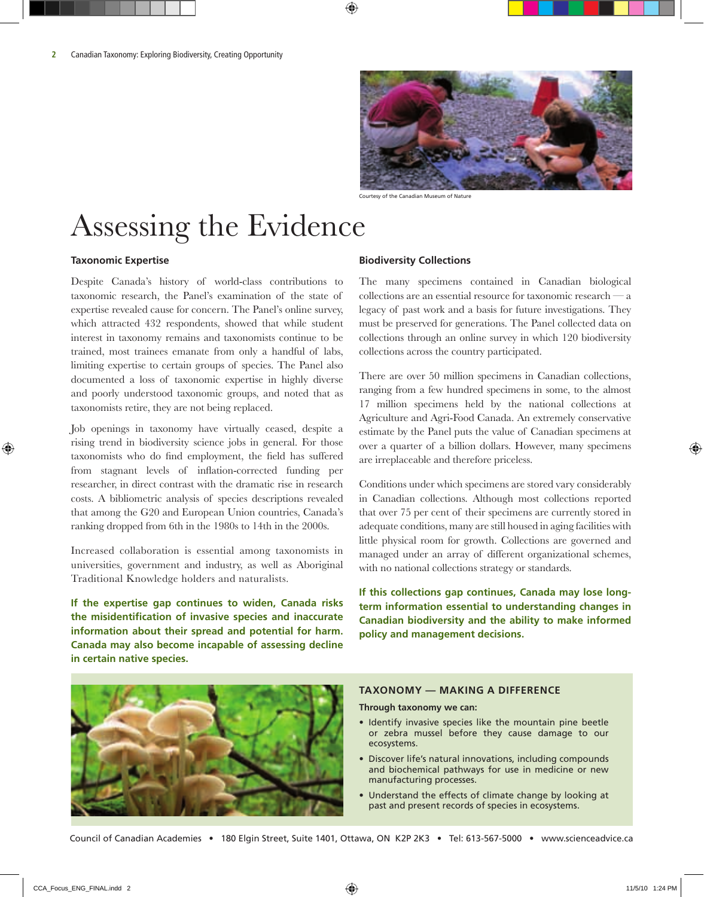Courtesy of the Canadian Museum of Nature

# Assessing the Evidence

## Taxonomic Expertise

Despite Canada's history of world-class contributions to taxonomic research, the Panel's examination of the state of expertise revealed cause for concern. The Panel's online survey, which attracted 432 respondents, showed that while student interest in taxonomy remains and taxonomists continue to be trained, most trainees emanate from only a handful of labs, limiting expertise to certain groups of species. The Panel also documented a loss of taxonomic expertise in highly diverse and poorly understood taxonomic groups, and noted that as taxonomists retire, they are not being replaced.

Job openings in taxonomy have virtually ceased, despite a rising trend in biodiversity science jobs in general. For those taxonomists who do find employment, the field has suffered from stagnant levels of inflation-corrected funding per researcher, in direct contrast with the dramatic rise in research costs. A bibliometric analysis of species descriptions revealed that among the G20 and European Union countries, Canada's ranking dropped from 6th in the 1980s to 14th in the 2000s.

Increased collaboration is essential among taxonomists in universities, government and industry, as well as Aboriginal Traditional Knowledge holders and naturalists.

**If the expertise gap continues to widen, Canada risks the misidentification of invasive species and inaccurate information about their spread and potential for harm. Canada may also become incapable of assessing decline in certain native species.**

## Biodiversity Collections

The many specimens contained in Canadian biological collections are an essential resource for taxonomic research — a legacy of past work and a basis for future investigations. They must be preserved for generations. The Panel collected data on collections through an online survey in which 120 biodiversity collections across the country participated.

There are over 50 million specimens in Canadian collections, ranging from a few hundred specimens in some, to the almost 17 million specimens held by the national collections at Agriculture and Agri-Food Canada. An extremely conservative estimate by the Panel puts the value of Canadian specimens at over a quarter of a billion dollars. However, many specimens are irreplaceable and therefore priceless.

Conditions under which specimens are stored vary considerably in Canadian collections. Although most collections reported that over 75 per cent of their specimens are currently stored in adequate conditions, many are still housed in aging facilities with little physical room for growth. Collections are governed and managed under an array of different organizational schemes, with no national collections strategy or standards.

**If this collections gap continues, Canada may lose long-term information essential to understanding changes in Canadian biodiversity and the ability to make informed policy and management decisions.**

### TAXONOMY — MAKING A DIFFERENCE

**Through taxonomy we can:**

- Identify invasive species like the mountain pine beetle or zebra mussel before they cause damage to our ecosystems.
- Discover life's natural innovations, including compounds and biochemical pathways for use in medicine or new manufacturing processes.
- Understand the effects of climate change by looking at past and present records of species in ecosystems.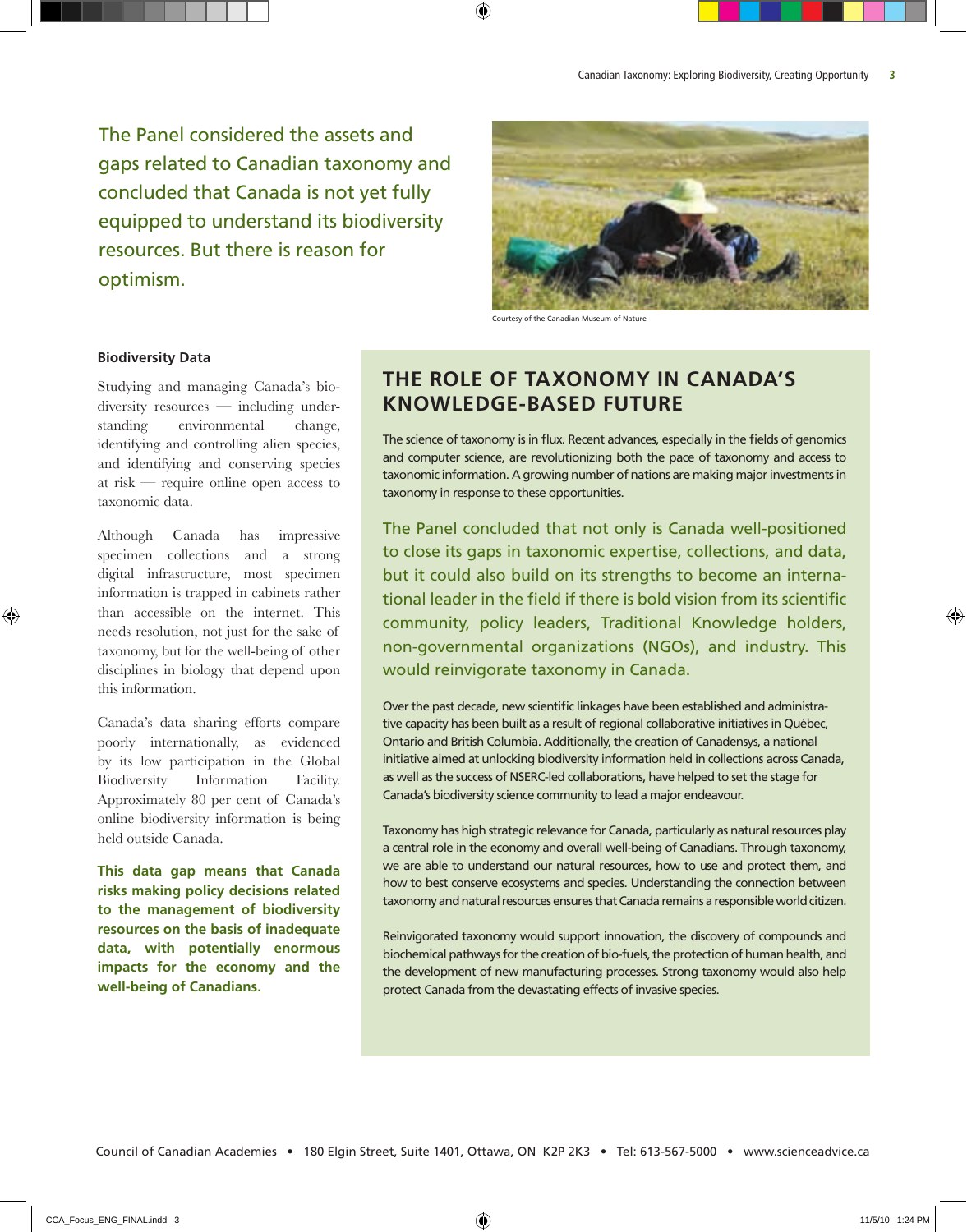The Panel considered the assets and gaps related to Canadian taxonomy and concluded that Canada is not yet fully equipped to understand its biodiversity resources. But there is reason for optimism.

Courtesy of the Canadian Museum of Nature

### Biodiversity Data

Studying and managing Canada's biodiversity resources — including understanding environmental change, identifying and controlling alien species, and identifying and conserving species at risk — require online open access to taxonomic data.

Although Canada has impressive specimen collections and a strong digital infrastructure, most specimen information is trapped in cabinets rather than accessible on the internet. This needs resolution, not just for the sake of taxonomy, but for the well-being of other disciplines in biology that depend upon this information.

Canada's data sharing efforts compare poorly internationally, as evidenced by its low participation in the Global Biodiversity Information Facility. Approximately 80 per cent of Canada's online biodiversity information is being held outside Canada.

**This data gap means that Canada risks making policy decisions related to the management of biodiversity resources on the basis of inadequate data, with potentially enormous impacts for the economy and the well-being of Canadians.**

## THE ROLE OF TAXONOMY IN CANADA'S KNOWLEDGE-BASED FUTURE

The science of taxonomy is in flux. Recent advances, especially in the fields of genomics and computer science, are revolutionizing both the pace of taxonomy and access to taxonomic information. A growing number of nations are making major investments in taxonomy in response to these opportunities.

The Panel concluded that not only is Canada well-positioned to close its gaps in taxonomic expertise, collections, and data, but it could also build on its strengths to become an international leader in the field if there is bold vision from its scientific community, policy leaders, Traditional Knowledge holders, non-governmental organizations (NGOs), and industry. This would reinvigorate taxonomy in Canada.

Over the past decade, new scientific linkages have been established and administrative capacity has been built as a result of regional collaborative initiatives in Québec, Ontario and British Columbia. Additionally, the creation of Canadensys, a national initiative aimed at unlocking biodiversity information held in collections across Canada, as well as the success of NSERC-led collaborations, have helped to set the stage for Canada's biodiversity science community to lead a major endeavour.

Taxonomy has high strategic relevance for Canada, particularly as natural resources play a central role in the economy and overall well-being of Canadians. Through taxonomy, we are able to understand our natural resources, how to use and protect them, and how to best conserve ecosystems and species. Understanding the connection between taxonomy and natural resources ensures that Canada remains a responsible world citizen.

Reinvigorated taxonomy would support innovation, the discovery of compounds and biochemical pathways for the creation of bio-fuels, the protection of human health, and the development of new manufacturing processes. Strong taxonomy would also help protect Canada from the devastating effects of invasive species.

Council of Canadian Academies • 180 Elgin Street, Suite 1401, Ottawa, ON K2P 2K3 • Tel: 613-567-5000 • www.scienceadvice.ca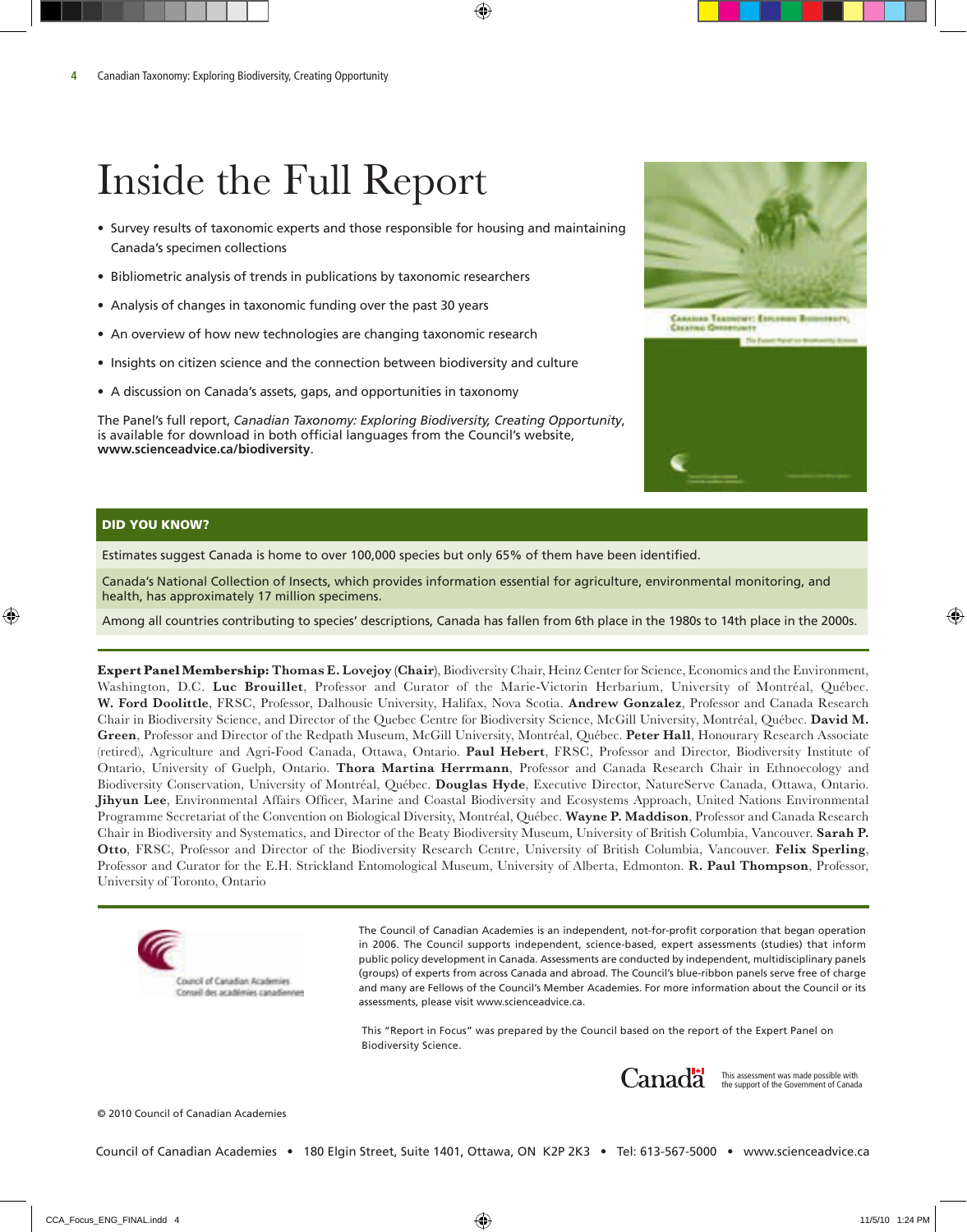# Inside the Full Report

- Survey results of taxonomic experts and those responsible for housing and maintaining Canada's specimen collections
- Bibliometric analysis of trends in publications by taxonomic researchers
- Analysis of changes in taxonomic funding over the past 30 years
- An overview of how new technologies are changing taxonomic research
- Insights on citizen science and the connection between biodiversity and culture
- A discussion on Canada's assets, gaps, and opportunities in taxonomy

The Panel's full report, *Canadian Taxonomy: Exploring Biodiversity, Creating Opportunity*, is available for download in both official languages from the Council's website, **www.scienceadvice.ca/biodiversity**.

## DID YOU KNOW?

Estimates suggest Canada is home to over 100,000 species but only 65% of them have been identified.

Canada's National Collection of Insects, which provides information essential for agriculture, environmental monitoring, and health, has approximately 17 million specimens.

Among all countries contributing to species' descriptions, Canada has fallen from 6th place in the 1980s to 14th place in the 2000s.

**Expert Panel Membership: Thomas E. Lovejoy (Chair)**, Biodiversity Chair, Heinz Center for Science, Economics and the Environment, Washington, D.C. **Luc Brouillet**, Professor and Curator of the Marie-Victorin Herbarium, University of Montréal, Québec. **W. Ford Doolittle**, FRSC, Professor, Dalhousie University, Halifax, Nova Scotia. **Andrew Gonzalez**, Professor and Canada Research Chair in Biodiversity Science, and Director of the Quebec Centre for Biodiversity Science, McGill University, Montréal, Québec. **David M. Green**, Professor and Director of the Redpath Museum, McGill University, Montréal, Québec. **Peter Hall**, Honourary Research Associate (retired), Agriculture and Agri-Food Canada, Ottawa, Ontario. **Paul Hebert**, FRSC, Professor and Director, Biodiversity Institute of Ontario, University of Guelph, Ontario. **Thora Martina Herrmann**, Professor and Canada Research Chair in Ethnoecology and Biodiversity Conservation, University of Montréal, Québec. **Douglas Hyde**, Executive Director, NatureServe Canada, Ottawa, Ontario. **Jihyun Lee**, Environmental Affairs Officer, Marine and Coastal Biodiversity and Ecosystems Approach, United Nations Environmental Programme Secretariat of the Convention on Biological Diversity, Montréal, Québec. **Wayne P. Maddison**, Professor and Canada Research Chair in Biodiversity and Systematics, and Director of the Beaty Biodiversity Museum, University of British Columbia, Vancouver. **Sarah P. Otto**, FRSC, Professor and Director of the Biodiversity Research Centre, University of British Columbia, Vancouver. **Felix Sperling**, Professor and Curator for the E.H. Strickland Entomological Museum, University of Alberta, Edmonton. **R. Paul Thompson**, Professor, University of Toronto, Ontario

Council of Canadian Academies
Conseil des académies canadiennes

The Council of Canadian Academies is an independent, not-for-profit corporation that began operation in 2006. The Council supports independent, science-based, expert assessments (studies) that inform public policy development in Canada. Assessments are conducted by independent, multidisciplinary panels (groups) of experts from across Canada and abroad. The Council's blue-ribbon panels serve free of charge and many are Fellows of the Council's Member Academies. For more information about the Council or its assessments, please visit www.scienceadvice.ca.

This "Report in Focus" was prepared by the Council based on the report of the Expert Panel on Biodiversity Science.

Canada — This assessment was made possible with the support of the Government of Canada

© 2010 Council of Canadian Academies

Council of Canadian Academies • 180 Elgin Street, Suite 1401, Ottawa, ON K2P 2K3 • Tel: 613-567-5000 • www.scienceadvice.ca